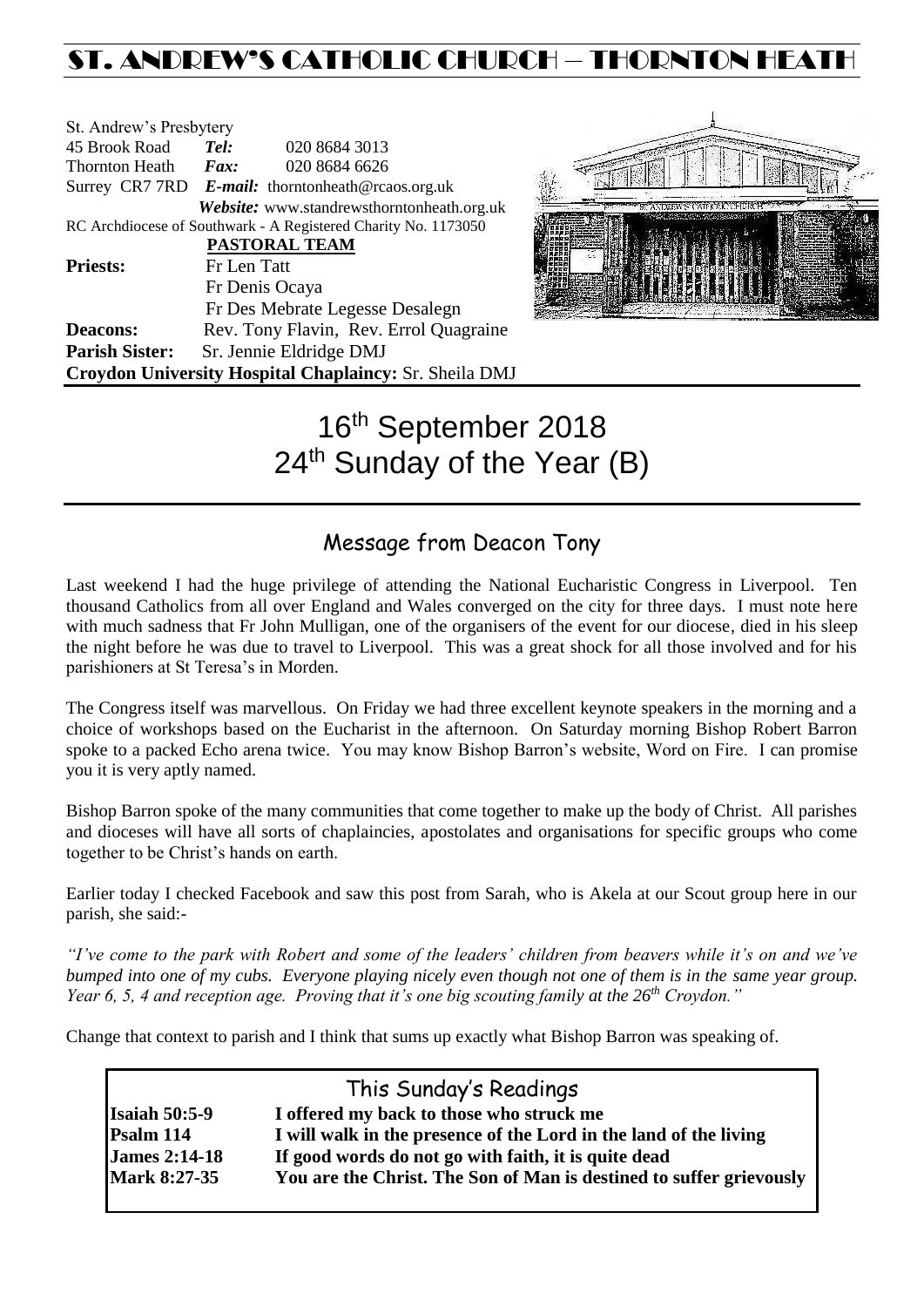# ST. ANDREW'S CATHOLIC CHURCH – THORNTON HEATH

St. Andrew's Presbytery
45 Brook Road *Tel:* 020 8684 3013
Thornton Heath *Fax:* 020 8684 6626
Surrey CR7 7RD *E-mail:* thorntonheath@rcaos.org.uk
*Website:* www.standrewsthorntonheath.org.uk
RC Archdiocese of Southwark - A Registered Charity No. 1173050

**PASTORAL TEAM**

**Priests:** Fr Len Tatt
Fr Denis Ocaya
Fr Des Mebrate Legesse Desalegn
**Deacons:** Rev. Tony Flavin, Rev. Errol Quagraine
**Parish Sister:** Sr. Jennie Eldridge DMJ
**Croydon University Hospital Chaplaincy:** Sr. Sheila DMJ

# 16th September 2018
# 24th Sunday of the Year (B)

## Message from Deacon Tony

Last weekend I had the huge privilege of attending the National Eucharistic Congress in Liverpool. Ten thousand Catholics from all over England and Wales converged on the city for three days. I must note here with much sadness that Fr John Mulligan, one of the organisers of the event for our diocese, died in his sleep the night before he was due to travel to Liverpool. This was a great shock for all those involved and for his parishioners at St Teresa's in Morden.

The Congress itself was marvellous. On Friday we had three excellent keynote speakers in the morning and a choice of workshops based on the Eucharist in the afternoon. On Saturday morning Bishop Robert Barron spoke to a packed Echo arena twice. You may know Bishop Barron's website, Word on Fire. I can promise you it is very aptly named.

Bishop Barron spoke of the many communities that come together to make up the body of Christ. All parishes and dioceses will have all sorts of chaplaincies, apostolates and organisations for specific groups who come together to be Christ's hands on earth.

Earlier today I checked Facebook and saw this post from Sarah, who is Akela at our Scout group here in our parish, she said:-

*"I've come to the park with Robert and some of the leaders' children from beavers while it's on and we've bumped into one of my cubs. Everyone playing nicely even though not one of them is in the same year group. Year 6, 5, 4 and reception age. Proving that it's one big scouting family at the 26th Croydon."*

Change that context to parish and I think that sums up exactly what Bishop Barron was speaking of.

## This Sunday's Readings

| | |
|---|---|
| **Isaiah 50:5-9** | **I offered my back to those who struck me** |
| **Psalm 114** | **I will walk in the presence of the Lord in the land of the living** |
| **James 2:14-18** | **If good words do not go with faith, it is quite dead** |
| **Mark 8:27-35** | **You are the Christ. The Son of Man is destined to suffer grievously** |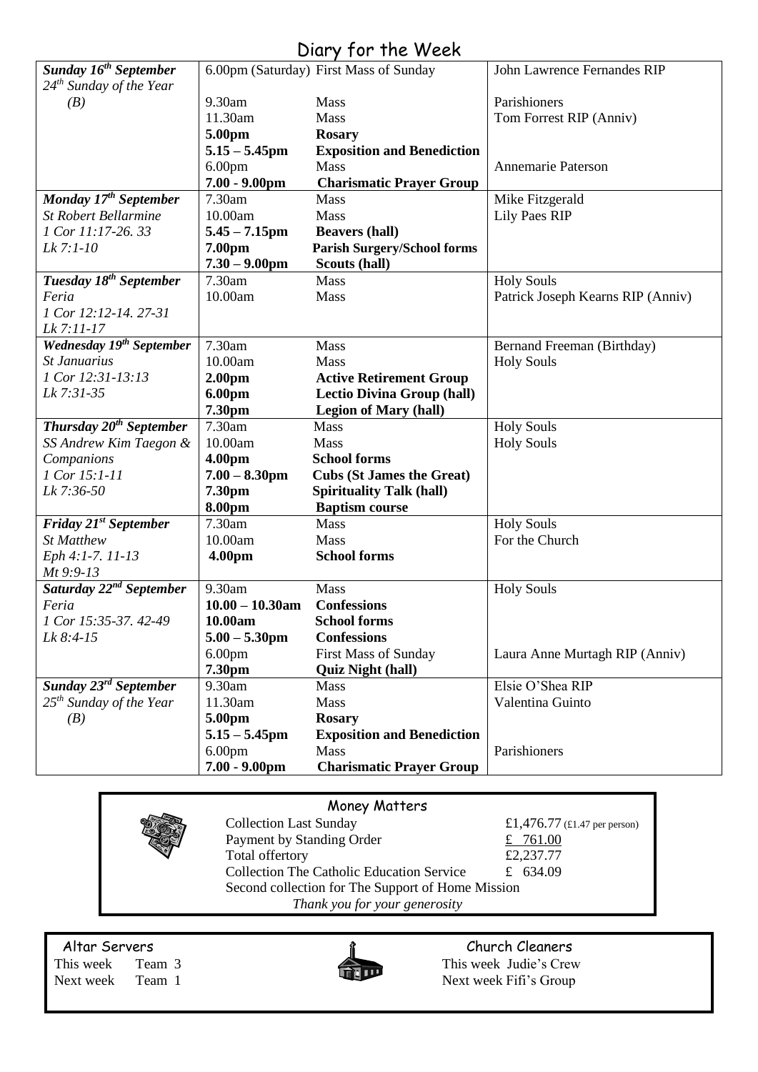# Diary for the Week

| Day | Time | Event | Intention |
|---|---|---|---|
| ***Sunday 16th September*** | 6.00pm (Saturday) | First Mass of Sunday | John Lawrence Fernandes RIP |
| *24th Sunday of the Year (B)* | 9.30am | Mass | Parishioners |
| | 11.30am | Mass | Tom Forrest RIP (Anniv) |
| | **5.00pm** | **Rosary** | |
| | **5.15 – 5.45pm** | **Exposition and Benediction** | |
| | 6.00pm | Mass | Annemarie Paterson |
| | **7.00 - 9.00pm** | **Charismatic Prayer Group** | |
| ***Monday 17th September*** | 7.30am | Mass | Mike Fitzgerald |
| *St Robert Bellarmine* | 10.00am | Mass | Lily Paes RIP |
| *1 Cor 11:17-26. 33* | **5.45 – 7.15pm** | **Beavers (hall)** | |
| *Lk 7:1-10* | **7.00pm** | **Parish Surgery/School forms** | |
| | **7.30 – 9.00pm** | **Scouts (hall)** | |
| ***Tuesday 18th September*** | 7.30am | Mass | Holy Souls |
| *Feria* | 10.00am | Mass | Patrick Joseph Kearns RIP (Anniv) |
| *1 Cor 12:12-14. 27-31* | | | |
| *Lk 7:11-17* | | | |
| ***Wednesday 19th September*** | 7.30am | Mass | Bernand Freeman (Birthday) |
| *St Januarius* | 10.00am | Mass | Holy Souls |
| *1 Cor 12:31-13:13* | **2.00pm** | **Active Retirement Group** | |
| *Lk 7:31-35* | **6.00pm** | **Lectio Divina Group (hall)** | |
| | **7.30pm** | **Legion of Mary (hall)** | |
| ***Thursday 20th September*** | 7.30am | Mass | Holy Souls |
| *SS Andrew Kim Taegon & Companions* | 10.00am | Mass | Holy Souls |
| | **4.00pm** | **School forms** | |
| *1 Cor 15:1-11* | **7.00 – 8.30pm** | **Cubs (St James the Great)** | |
| *Lk 7:36-50* | **7.30pm** | **Spirituality Talk (hall)** | |
| | **8.00pm** | **Baptism course** | |
| ***Friday 21st September*** | 7.30am | Mass | Holy Souls |
| *St Matthew* | 10.00am | Mass | For the Church |
| *Eph 4:1-7. 11-13* | **4.00pm** | **School forms** | |
| *Mt 9:9-13* | | | |
| ***Saturday 22nd September*** | 9.30am | Mass | Holy Souls |
| *Feria* | **10.00 – 10.30am** | **Confessions** | |
| *1 Cor 15:35-37. 42-49* | **10.00am** | **School forms** | |
| *Lk 8:4-15* | **5.00 – 5.30pm** | **Confessions** | |
| | 6.00pm | First Mass of Sunday | Laura Anne Murtagh RIP (Anniv) |
| | **7.30pm** | **Quiz Night (hall)** | |
| ***Sunday 23rd September*** | 9.30am | Mass | Elsie O'Shea RIP |
| *25th Sunday of the Year (B)* | 11.30am | Mass | Valentina Guinto |
| | **5.00pm** | **Rosary** | |
| | **5.15 – 5.45pm** | **Exposition and Benediction** | |
| | 6.00pm | Mass | Parishioners |
| | **7.00 - 9.00pm** | **Charismatic Prayer Group** | |

## Money Matters

| | |
|---|---|
| Collection Last Sunday | £1,476.77 (£1.47 per person) |
| Payment by Standing Order | £ 761.00 |
| Total offertory | £2,237.77 |
| Collection The Catholic Education Service | £ 634.09 |

Second collection for The Support of Home Mission

*Thank you for your generosity*

## Altar Servers

This week Team 3
Next week Team 1

## Church Cleaners

This week Judie's Crew
Next week Fifi's Group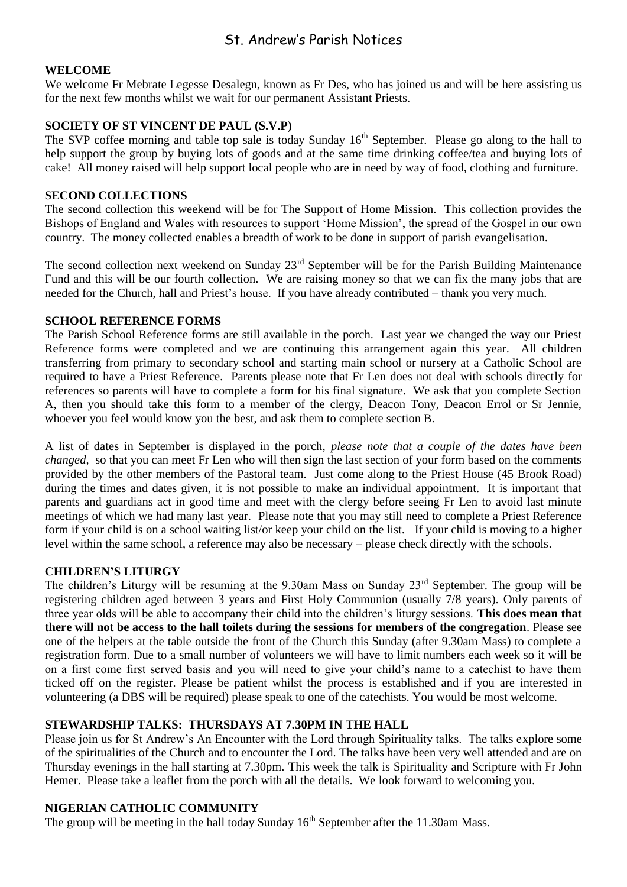# St. Andrew's Parish Notices

## WELCOME

We welcome Fr Mebrate Legesse Desalegn, known as Fr Des, who has joined us and will be here assisting us for the next few months whilst we wait for our permanent Assistant Priests.

## SOCIETY OF ST VINCENT DE PAUL (S.V.P)

The SVP coffee morning and table top sale is today Sunday 16th September. Please go along to the hall to help support the group by buying lots of goods and at the same time drinking coffee/tea and buying lots of cake! All money raised will help support local people who are in need by way of food, clothing and furniture.

## SECOND COLLECTIONS

The second collection this weekend will be for The Support of Home Mission. This collection provides the Bishops of England and Wales with resources to support 'Home Mission', the spread of the Gospel in our own country. The money collected enables a breadth of work to be done in support of parish evangelisation.

The second collection next weekend on Sunday 23rd September will be for the Parish Building Maintenance Fund and this will be our fourth collection. We are raising money so that we can fix the many jobs that are needed for the Church, hall and Priest's house. If you have already contributed – thank you very much.

## SCHOOL REFERENCE FORMS

The Parish School Reference forms are still available in the porch. Last year we changed the way our Priest Reference forms were completed and we are continuing this arrangement again this year. All children transferring from primary to secondary school and starting main school or nursery at a Catholic School are required to have a Priest Reference. Parents please note that Fr Len does not deal with schools directly for references so parents will have to complete a form for his final signature. We ask that you complete Section A, then you should take this form to a member of the clergy, Deacon Tony, Deacon Errol or Sr Jennie, whoever you feel would know you the best, and ask them to complete section B.

A list of dates in September is displayed in the porch, *please note that a couple of the dates have been changed,* so that you can meet Fr Len who will then sign the last section of your form based on the comments provided by the other members of the Pastoral team. Just come along to the Priest House (45 Brook Road) during the times and dates given, it is not possible to make an individual appointment. It is important that parents and guardians act in good time and meet with the clergy before seeing Fr Len to avoid last minute meetings of which we had many last year. Please note that you may still need to complete a Priest Reference form if your child is on a school waiting list/or keep your child on the list. If your child is moving to a higher level within the same school, a reference may also be necessary – please check directly with the schools.

## CHILDREN'S LITURGY

The children's Liturgy will be resuming at the 9.30am Mass on Sunday 23rd September. The group will be registering children aged between 3 years and First Holy Communion (usually 7/8 years). Only parents of three year olds will be able to accompany their child into the children's liturgy sessions. **This does mean that there will not be access to the hall toilets during the sessions for members of the congregation**. Please see one of the helpers at the table outside the front of the Church this Sunday (after 9.30am Mass) to complete a registration form. Due to a small number of volunteers we will have to limit numbers each week so it will be on a first come first served basis and you will need to give your child's name to a catechist to have them ticked off on the register. Please be patient whilst the process is established and if you are interested in volunteering (a DBS will be required) please speak to one of the catechists. You would be most welcome.

## STEWARDSHIP TALKS: THURSDAYS AT 7.30PM IN THE HALL

Please join us for St Andrew's An Encounter with the Lord through Spirituality talks. The talks explore some of the spiritualities of the Church and to encounter the Lord. The talks have been very well attended and are on Thursday evenings in the hall starting at 7.30pm. This week the talk is Spirituality and Scripture with Fr John Hemer. Please take a leaflet from the porch with all the details. We look forward to welcoming you.

## NIGERIAN CATHOLIC COMMUNITY

The group will be meeting in the hall today Sunday 16th September after the 11.30am Mass.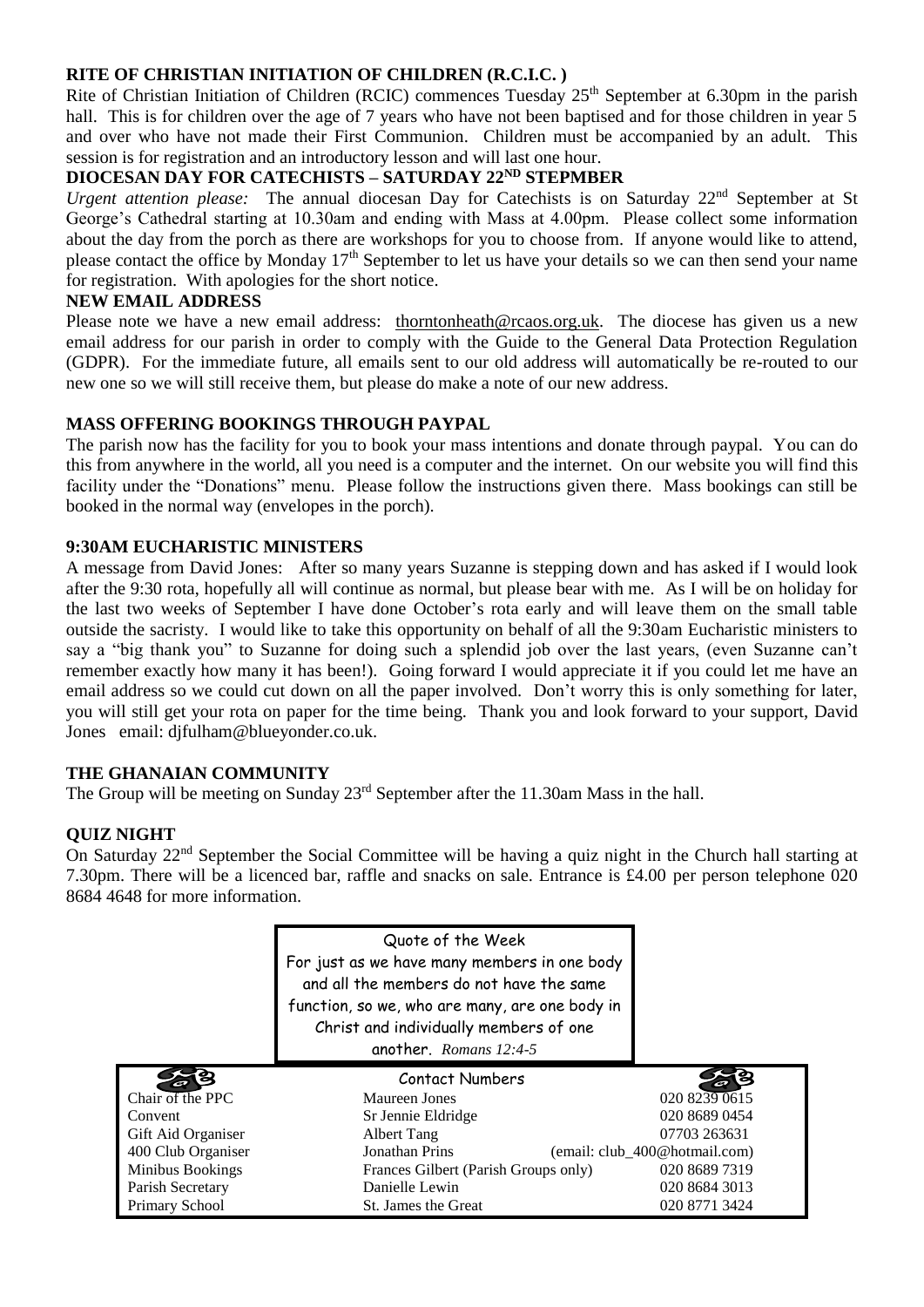### RITE OF CHRISTIAN INITIATION OF CHILDREN (R.C.I.C. )

Rite of Christian Initiation of Children (RCIC) commences Tuesday 25th September at 6.30pm in the parish hall. This is for children over the age of 7 years who have not been baptised and for those children in year 5 and over who have not made their First Communion. Children must be accompanied by an adult. This session is for registration and an introductory lesson and will last one hour.

### DIOCESAN DAY FOR CATECHISTS – SATURDAY 22ND STEPMBER

*Urgent attention please:* The annual diocesan Day for Catechists is on Saturday 22nd September at St George's Cathedral starting at 10.30am and ending with Mass at 4.00pm. Please collect some information about the day from the porch as there are workshops for you to choose from. If anyone would like to attend, please contact the office by Monday 17th September to let us have your details so we can then send your name for registration. With apologies for the short notice.

### NEW EMAIL ADDRESS

Please note we have a new email address: thorntonheath@rcaos.org.uk. The diocese has given us a new email address for our parish in order to comply with the Guide to the General Data Protection Regulation (GDPR). For the immediate future, all emails sent to our old address will automatically be re-routed to our new one so we will still receive them, but please do make a note of our new address.

### MASS OFFERING BOOKINGS THROUGH PAYPAL

The parish now has the facility for you to book your mass intentions and donate through paypal. You can do this from anywhere in the world, all you need is a computer and the internet. On our website you will find this facility under the "Donations" menu. Please follow the instructions given there. Mass bookings can still be booked in the normal way (envelopes in the porch).

### 9:30AM EUCHARISTIC MINISTERS

A message from David Jones: After so many years Suzanne is stepping down and has asked if I would look after the 9:30 rota, hopefully all will continue as normal, but please bear with me. As I will be on holiday for the last two weeks of September I have done October's rota early and will leave them on the small table outside the sacristy. I would like to take this opportunity on behalf of all the 9:30am Eucharistic ministers to say a "big thank you" to Suzanne for doing such a splendid job over the last years, (even Suzanne can't remember exactly how many it has been!). Going forward I would appreciate it if you could let me have an email address so we could cut down on all the paper involved. Don't worry this is only something for later, you will still get your rota on paper for the time being. Thank you and look forward to your support, David Jones email: djfulham@blueyonder.co.uk.

### THE GHANAIAN COMMUNITY

The Group will be meeting on Sunday 23rd September after the 11.30am Mass in the hall.

### QUIZ NIGHT

On Saturday 22nd September the Social Committee will be having a quiz night in the Church hall starting at 7.30pm. There will be a licenced bar, raffle and snacks on sale. Entrance is £4.00 per person telephone 020 8684 4648 for more information.

Quote of the Week

For just as we have many members in one body and all the members do not have the same function, so we, who are many, are one body in Christ and individually members of one another. *Romans 12:4-5*

Contact Numbers

| | | |
|---|---|---|
| Chair of the PPC | Maureen Jones | 020 8239 0615 |
| Convent | Sr Jennie Eldridge | 020 8689 0454 |
| Gift Aid Organiser | Albert Tang | 07703 263631 |
| 400 Club Organiser | Jonathan Prins | (email: club_400@hotmail.com) |
| Minibus Bookings | Frances Gilbert (Parish Groups only) | 020 8689 7319 |
| Parish Secretary | Danielle Lewin | 020 8684 3013 |
| Primary School | St. James the Great | 020 8771 3424 |